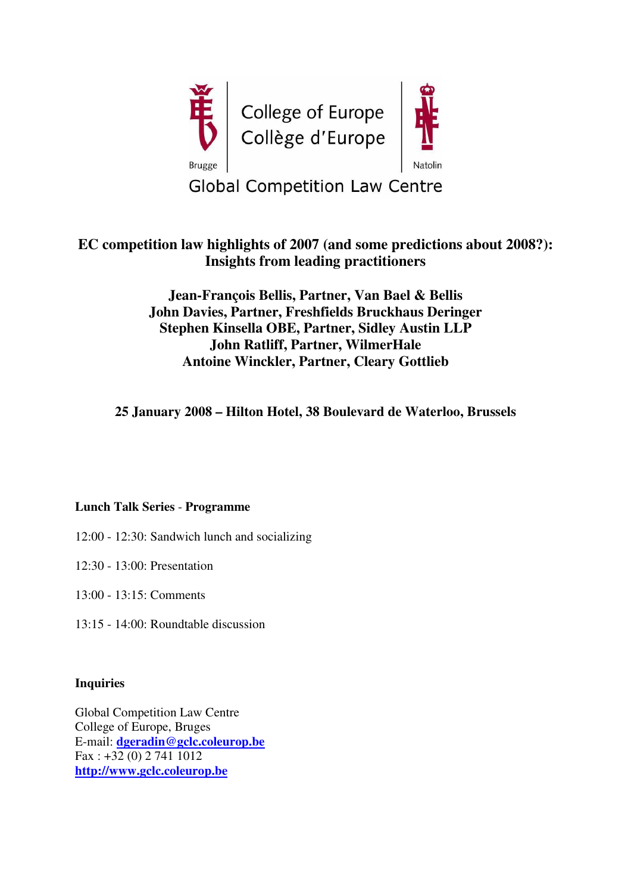College of Europe
Collège d'Europe

Brugge | Natolin

Global Competition Law Centre

# EC competition law highlights of 2007 (and some predictions about 2008?): Insights from leading practitioners

**Jean-François Bellis, Partner, Van Bael & Bellis**
**John Davies, Partner, Freshfields Bruckhaus Deringer**
**Stephen Kinsella OBE, Partner, Sidley Austin LLP**
**John Ratliff, Partner, WilmerHale**
**Antoine Winckler, Partner, Cleary Gottlieb**

**25 January 2008 – Hilton Hotel, 38 Boulevard de Waterloo, Brussels**

**Lunch Talk Series - Programme**

12:00 - 12:30: Sandwich lunch and socializing

12:30 - 13:00: Presentation

13:00 - 13:15: Comments

13:15 - 14:00: Roundtable discussion

**Inquiries**

Global Competition Law Centre
College of Europe, Bruges
E-mail: **dgeradin@gclc.coleurop.be**
Fax : +32 (0) 2 741 1012
**http://www.gclc.coleurop.be**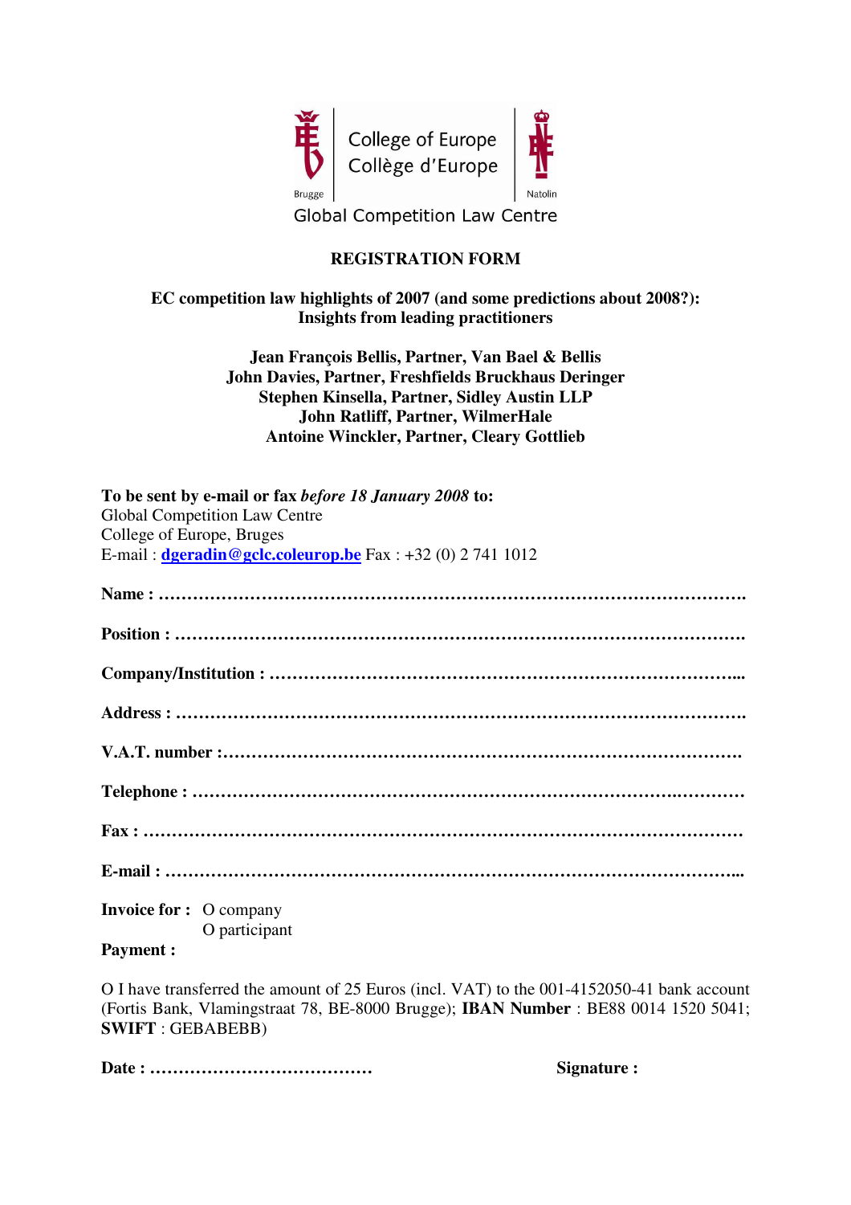College of Europe
Collège d'Europe

Brugge | Natolin

Global Competition Law Centre

## REGISTRATION FORM

**EC competition law highlights of 2007 (and some predictions about 2008?): Insights from leading practitioners**

**Jean François Bellis, Partner, Van Bael & Bellis**
**John Davies, Partner, Freshfields Bruckhaus Deringer**
**Stephen Kinsella, Partner, Sidley Austin LLP**
**John Ratliff, Partner, WilmerHale**
**Antoine Winckler, Partner, Cleary Gottlieb**

**To be sent by e-mail or fax *before 18 January 2008* to:**
Global Competition Law Centre
College of Europe, Bruges
E-mail : **dgeradin@gclc.coleurop.be** Fax : +32 (0) 2 741 1012

**Name :** ……………………………………………………………………………………….

**Position :** ……………………………………………………………………………………

**Company/Institution :** ……………………………………………………………………...

**Address :** ……………………………………………………………………………………

**V.A.T. number :**……………………………………………………………………………

**Telephone :** …………………………………………………………………………………

**Fax :** …………………………………………………………………………………………

**E-mail :** ……………………………………………………………………………………...

**Invoice for :** O company
O participant

**Payment :**

O I have transferred the amount of 25 Euros (incl. VAT) to the 001-4152050-41 bank account (Fortis Bank, Vlamingstraat 78, BE-8000 Brugge); **IBAN Number** : BE88 0014 1520 5041; **SWIFT** : GEBABEBB)

**Date :** …………………………………                                   **Signature :**